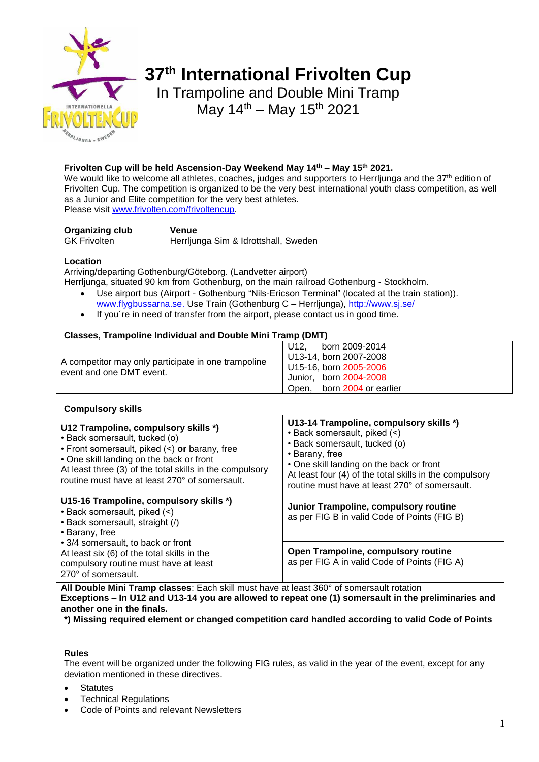# 37th International Frivolten Cup

In Trampoline and Double Mini Tramp
May 14th – May 15th 2021

**Frivolten Cup will be held Ascension-Day Weekend May 14th – May 15th 2021.**
We would like to welcome all athletes, coaches, judges and supporters to Herrljunga and the 37th edition of Frivolten Cup. The competition is organized to be the very best international youth class competition, as well as a Junior and Elite competition for the very best athletes.
Please visit www.frivolten.com/frivoltencup.

| **Organizing club** | **Venue** |
|---|---|
| GK Frivolten | Herrljunga Sim & Idrottshall, Sweden |

**Location**
Arriving/departing Gothenburg/Göteborg. (Landvetter airport)
Herrljunga, situated 90 km from Gothenburg, on the main railroad Gothenburg - Stockholm.

- Use airport bus (Airport - Gothenburg "Nils-Ericson Terminal" (located at the train station)). www.flygbussarna.se. Use Train (Gothenburg C – Herrljunga), http://www.sj.se/
- If you´re in need of transfer from the airport, please contact us in good time.

**Classes, Trampoline Individual and Double Mini Tramp (DMT)**

| | |
|---|---|
| A competitor may only participate in one trampoline event and one DMT event. | U12, born 2009-2014<br>U13-14, born 2007-2008<br>U15-16, born 2005-2006<br>Junior, born 2004-2008<br>Open, born 2004 or earlier |

**Compulsory skills**

| | |
|---|---|
| **U12 Trampoline, compulsory skills \*)**<br>• Back somersault, tucked (o)<br>• Front somersault, piked (<) **or** barany, free<br>• One skill landing on the back or front<br>At least three (3) of the total skills in the compulsory routine must have at least 270° of somersault. | **U13-14 Trampoline, compulsory skills \*)**<br>• Back somersault, piked (<)<br>• Back somersault, tucked (o)<br>• Barany, free<br>• One skill landing on the back or front<br>At least four (4) of the total skills in the compulsory routine must have at least 270° of somersault. |
| **U15-16 Trampoline, compulsory skills \*)**<br>• Back somersault, piked (<)<br>• Back somersault, straight (/)<br>• Barany, free<br>• 3/4 somersault, to back or front<br>At least six (6) of the total skills in the compulsory routine must have at least 270° of somersault. | **Junior Trampoline, compulsory routine**<br>as per FIG B in valid Code of Points (FIG B)<br><br>**Open Trampoline, compulsory routine**<br>as per FIG A in valid Code of Points (FIG A) |
| **All Double Mini Tramp classes**: Each skill must have at least 360° of somersault rotation<br>**Exceptions – In U12 and U13-14 you are allowed to repeat one (1) somersault in the preliminaries and another one in the finals.** | |

**\*) Missing required element or changed competition card handled according to valid Code of Points**

**Rules**
The event will be organized under the following FIG rules, as valid in the year of the event, except for any deviation mentioned in these directives.

- Statutes
- Technical Regulations
- Code of Points and relevant Newsletters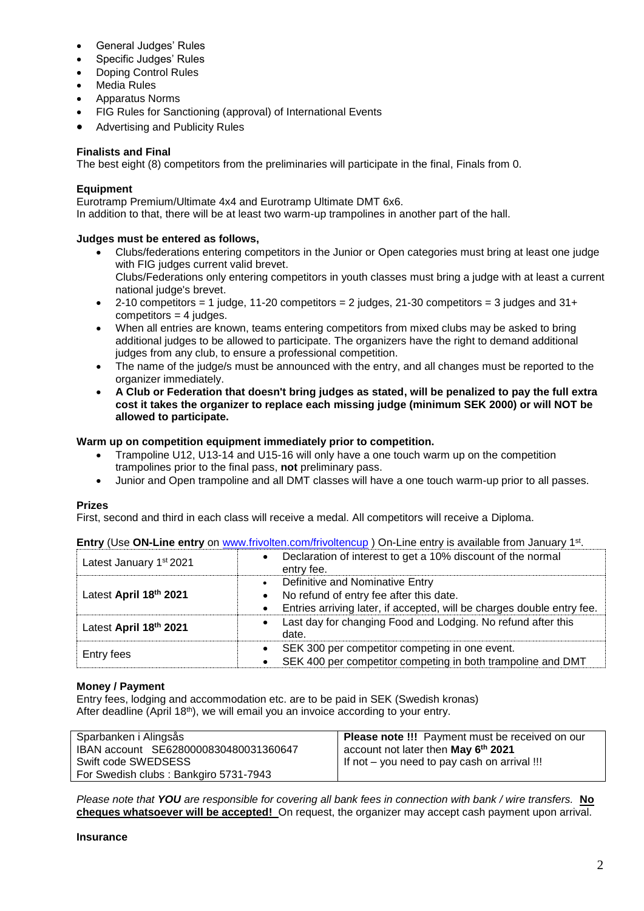- General Judges' Rules
- Specific Judges' Rules
- Doping Control Rules
- Media Rules
- Apparatus Norms
- FIG Rules for Sanctioning (approval) of International Events
- Advertising and Publicity Rules

**Finalists and Final**

The best eight (8) competitors from the preliminaries will participate in the final, Finals from 0.

**Equipment**

Eurotramp Premium/Ultimate 4x4 and Eurotramp Ultimate DMT 6x6.
In addition to that, there will be at least two warm-up trampolines in another part of the hall.

**Judges must be entered as follows,**

- Clubs/federations entering competitors in the Junior or Open categories must bring at least one judge with FIG judges current valid brevet.
  Clubs/Federations only entering competitors in youth classes must bring a judge with at least a current national judge's brevet.
- 2-10 competitors = 1 judge, 11-20 competitors = 2 judges, 21-30 competitors = 3 judges and 31+ competitors = 4 judges.
- When all entries are known, teams entering competitors from mixed clubs may be asked to bring additional judges to be allowed to participate. The organizers have the right to demand additional judges from any club, to ensure a professional competition.
- The name of the judge/s must be announced with the entry, and all changes must be reported to the organizer immediately.
- **A Club or Federation that doesn't bring judges as stated, will be penalized to pay the full extra cost it takes the organizer to replace each missing judge (minimum SEK 2000) or will NOT be allowed to participate.**

**Warm up on competition equipment immediately prior to competition.**

- Trampoline U12, U13-14 and U15-16 will only have a one touch warm up on the competition trampolines prior to the final pass, **not** preliminary pass.
- Junior and Open trampoline and all DMT classes will have a one touch warm-up prior to all passes.

**Prizes**

First, second and third in each class will receive a medal. All competitors will receive a Diploma.

**Entry** (Use **ON-Line entry** on www.frivolten.com/frivoltencup ) On-Line entry is available from January 1st.

| Latest January 1st 2021 | • Declaration of interest to get a 10% discount of the normal entry fee. |
|---|---|
| Latest **April 18th 2021** | • Definitive and Nominative Entry<br>• No refund of entry fee after this date.<br>• Entries arriving later, if accepted, will be charges double entry fee. |
| Latest **April 18th 2021** | • Last day for changing Food and Lodging. No refund after this date. |
| Entry fees | • SEK 300 per competitor competing in one event.<br>• SEK 400 per competitor competing in both trampoline and DMT |

**Money / Payment**

Entry fees, lodging and accommodation etc. are to be paid in SEK (Swedish kronas)
After deadline (April 18th), we will email you an invoice according to your entry.

| Sparbanken i Alingsås<br>IBAN account SE6280000830480031360647<br>Swift code SWEDSESS<br>For Swedish clubs : Bankgiro 5731-7943 | **Please note !!!** Payment must be received on our account not later then **May 6th 2021**<br>If not – you need to pay cash on arrival !!! |
|---|---|

*Please note that **YOU** are responsible for covering all bank fees in connection with bank / wire transfers.* **No cheques whatsoever will be accepted!** On request, the organizer may accept cash payment upon arrival.

**Insurance**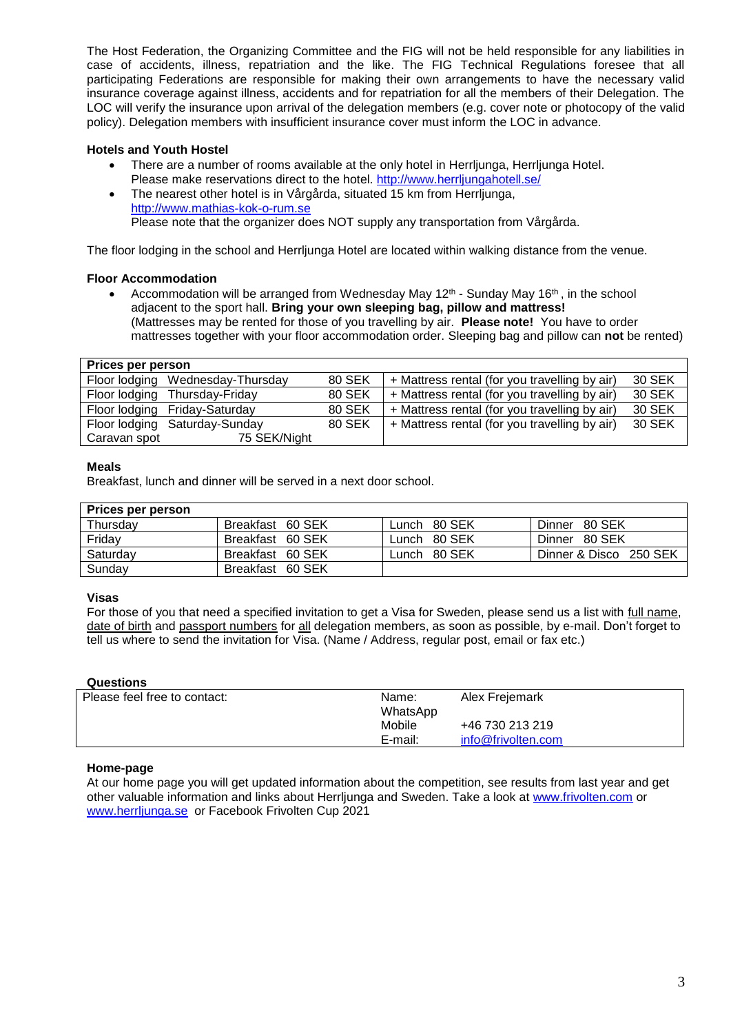The Host Federation, the Organizing Committee and the FIG will not be held responsible for any liabilities in case of accidents, illness, repatriation and the like. The FIG Technical Regulations foresee that all participating Federations are responsible for making their own arrangements to have the necessary valid insurance coverage against illness, accidents and for repatriation for all the members of their Delegation. The LOC will verify the insurance upon arrival of the delegation members (e.g. cover note or photocopy of the valid policy). Delegation members with insufficient insurance cover must inform the LOC in advance.

**Hotels and Youth Hostel**

- There are a number of rooms available at the only hotel in Herrljunga, Herrljunga Hotel. Please make reservations direct to the hotel. http://www.herrljungahotell.se/
- The nearest other hotel is in Vårgårda, situated 15 km from Herrljunga, http://www.mathias-kok-o-rum.se
  Please note that the organizer does NOT supply any transportation from Vårgårda.

The floor lodging in the school and Herrljunga Hotel are located within walking distance from the venue.

**Floor Accommodation**

- Accommodation will be arranged from Wednesday May 12th - Sunday May 16th, in the school adjacent to the sport hall. **Bring your own sleeping bag, pillow and mattress!**
  (Mattresses may be rented for those of you travelling by air. **Please note!** You have to order mattresses together with your floor accommodation order. Sleeping bag and pillow can **not** be rented)

| **Prices per person** | | | | |
|---|---|---|---|---|
| Floor lodging | Wednesday-Thursday | 80 SEK | + Mattress rental (for you travelling by air) | 30 SEK |
| Floor lodging | Thursday-Friday | 80 SEK | + Mattress rental (for you travelling by air) | 30 SEK |
| Floor lodging | Friday-Saturday | 80 SEK | + Mattress rental (for you travelling by air) | 30 SEK |
| Floor lodging | Saturday-Sunday | 80 SEK | + Mattress rental (for you travelling by air) | 30 SEK |
| Caravan spot | 75 SEK/Night | | | |

**Meals**

Breakfast, lunch and dinner will be served in a next door school.

| **Prices per person** | | | |
|---|---|---|---|
| Thursday | Breakfast 60 SEK | Lunch 80 SEK | Dinner 80 SEK |
| Friday | Breakfast 60 SEK | Lunch 80 SEK | Dinner 80 SEK |
| Saturday | Breakfast 60 SEK | Lunch 80 SEK | Dinner & Disco 250 SEK |
| Sunday | Breakfast 60 SEK | | |

**Visas**

For those of you that need a specified invitation to get a Visa for Sweden, please send us a list with full name, date of birth and passport numbers for all delegation members, as soon as possible, by e-mail. Don't forget to tell us where to send the invitation for Visa. (Name / Address, regular post, email or fax etc.)

**Questions**

| | | |
|---|---|---|
| Please feel free to contact: | Name: | Alex Frejemark |
| | WhatsApp | |
| | Mobile | +46 730 213 219 |
| | E-mail: | info@frivolten.com |

**Home-page**

At our home page you will get updated information about the competition, see results from last year and get other valuable information and links about Herrljunga and Sweden. Take a look at www.frivolten.com or www.herrljunga.se or Facebook Frivolten Cup 2021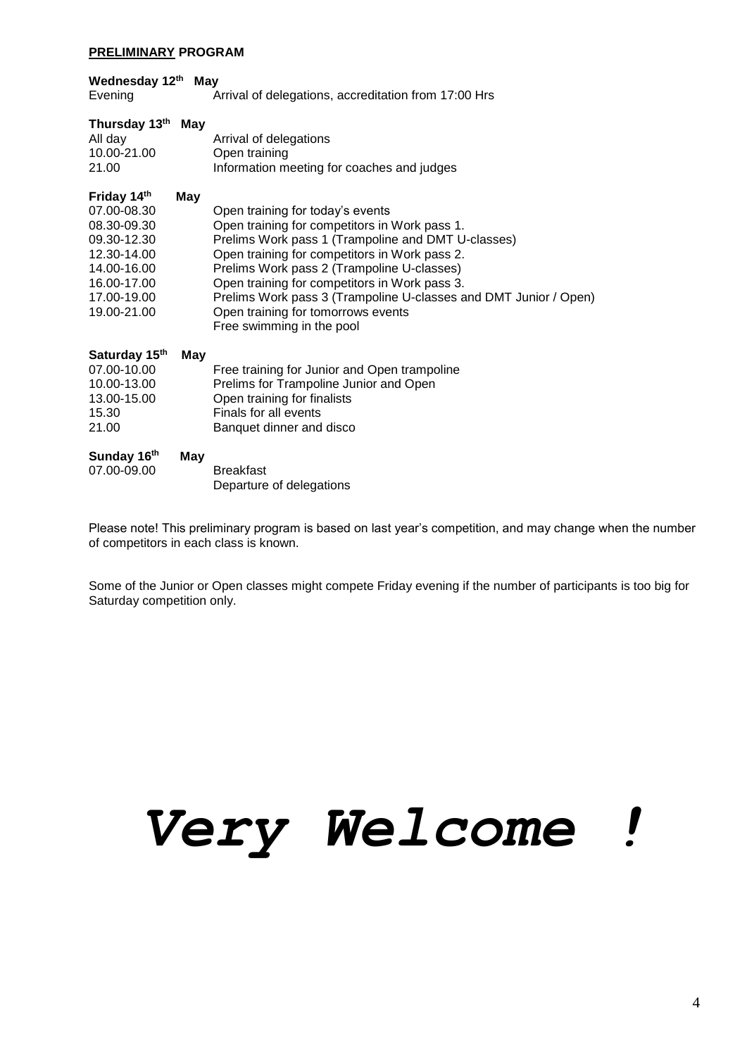**<u>PRELIMINARY</u> PROGRAM**

**Wednesday 12th May**

| | |
|---|---|
| Evening | Arrival of delegations, accreditation from 17:00 Hrs |

**Thursday 13th May**

| | |
|---|---|
| All day | Arrival of delegations |
| 10.00-21.00 | Open training |
| 21.00 | Information meeting for coaches and judges |

**Friday 14th May**

| | |
|---|---|
| 07.00-08.30 | Open training for today's events |
| 08.30-09.30 | Open training for competitors in Work pass 1. |
| 09.30-12.30 | Prelims Work pass 1 (Trampoline and DMT U-classes) |
| 12.30-14.00 | Open training for competitors in Work pass 2. |
| 14.00-16.00 | Prelims Work pass 2 (Trampoline U-classes) |
| 16.00-17.00 | Open training for competitors in Work pass 3. |
| 17.00-19.00 | Prelims Work pass 3 (Trampoline U-classes and DMT Junior / Open) |
| 19.00-21.00 | Open training for tomorrows events |
| | Free swimming in the pool |

**Saturday 15th May**

| | |
|---|---|
| 07.00-10.00 | Free training for Junior and Open trampoline |
| 10.00-13.00 | Prelims for Trampoline Junior and Open |
| 13.00-15.00 | Open training for finalists |
| 15.30 | Finals for all events |
| 21.00 | Banquet dinner and disco |

**Sunday 16th May**

| | |
|---|---|
| 07.00-09.00 | Breakfast |
| | Departure of delegations |

Please note! This preliminary program is based on last year's competition, and may change when the number of competitors in each class is known.

Some of the Junior or Open classes might compete Friday evening if the number of participants is too big for Saturday competition only.

***Very Welcome !***